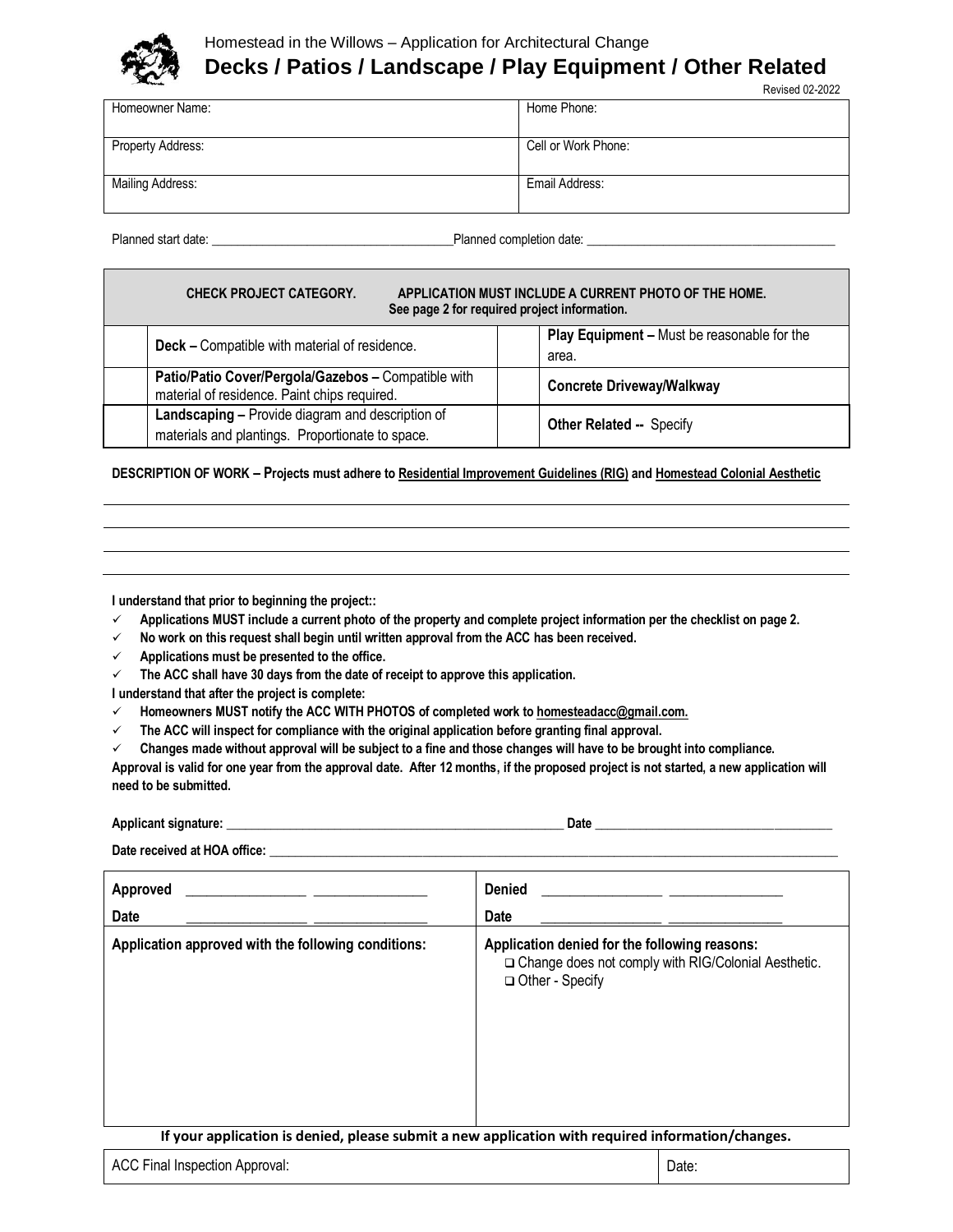Homestead in the Willows – Application for Architectural Change

# Decks / Patios / Landscape / Play Equipment / Other Related

Revised 02-2022

| Homeowner Name: | Home Phone: |
|---|---|
| Property Address: | Cell or Work Phone: |
| Mailing Address: | Email Address: |

Planned start date: ______________________________ Planned completion date: ______________________________

| **CHECK PROJECT CATEGORY. APPLICATION MUST INCLUDE A CURRENT PHOTO OF THE HOME. See page 2 for required project information.** | | | |
|---|---|---|---|
| | **Deck –** Compatible with material of residence. | | **Play Equipment –** Must be reasonable for the area. |
| | **Patio/Patio Cover/Pergola/Gazebos –** Compatible with material of residence. Paint chips required. | | **Concrete Driveway/Walkway** |
| | **Landscaping –** Provide diagram and description of materials and plantings. Proportionate to space. | | **Other Related --** Specify |

**DESCRIPTION OF WORK – Projects must adhere to Residential Improvement Guidelines (RIG) and Homestead Colonial Aesthetic**

______________________________

______________________________

______________________________

______________________________

**I understand that prior to beginning the project::**

- ✓ **Applications MUST include a current photo of the property and complete project information per the checklist on page 2.**
- ✓ **No work on this request shall begin until written approval from the ACC has been received.**
- ✓ **Applications must be presented to the office.**
- ✓ **The ACC shall have 30 days from the date of receipt to approve this application.**

**I understand that after the project is complete:**

- ✓ **Homeowners MUST notify the ACC WITH PHOTOS of completed work to homesteadacc@gmail.com.**
- ✓ **The ACC will inspect for compliance with the original application before granting final approval.**
- ✓ **Changes made without approval will be subject to a fine and those changes will have to be brought into compliance.**

**Approval is valid for one year from the approval date. After 12 months, if the proposed project is not started, a new application will need to be submitted.**

**Applicant signature:** ______________________________ **Date** ______________________________

**Date received at HOA office:** ______________________________

| **Approved** ________________ ________________<br>**Date** ________________ ________________ | **Denied** ________________ ________________<br>**Date** ________________ ________________ |
|---|---|
| **Application approved with the following conditions:** | **Application denied for the following reasons:**<br>❑ Change does not comply with RIG/Colonial Aesthetic.<br>❑ Other - Specify |

**If your application is denied, please submit a new application with required information/changes.**

| ACC Final Inspection Approval: | Date: |
|---|---|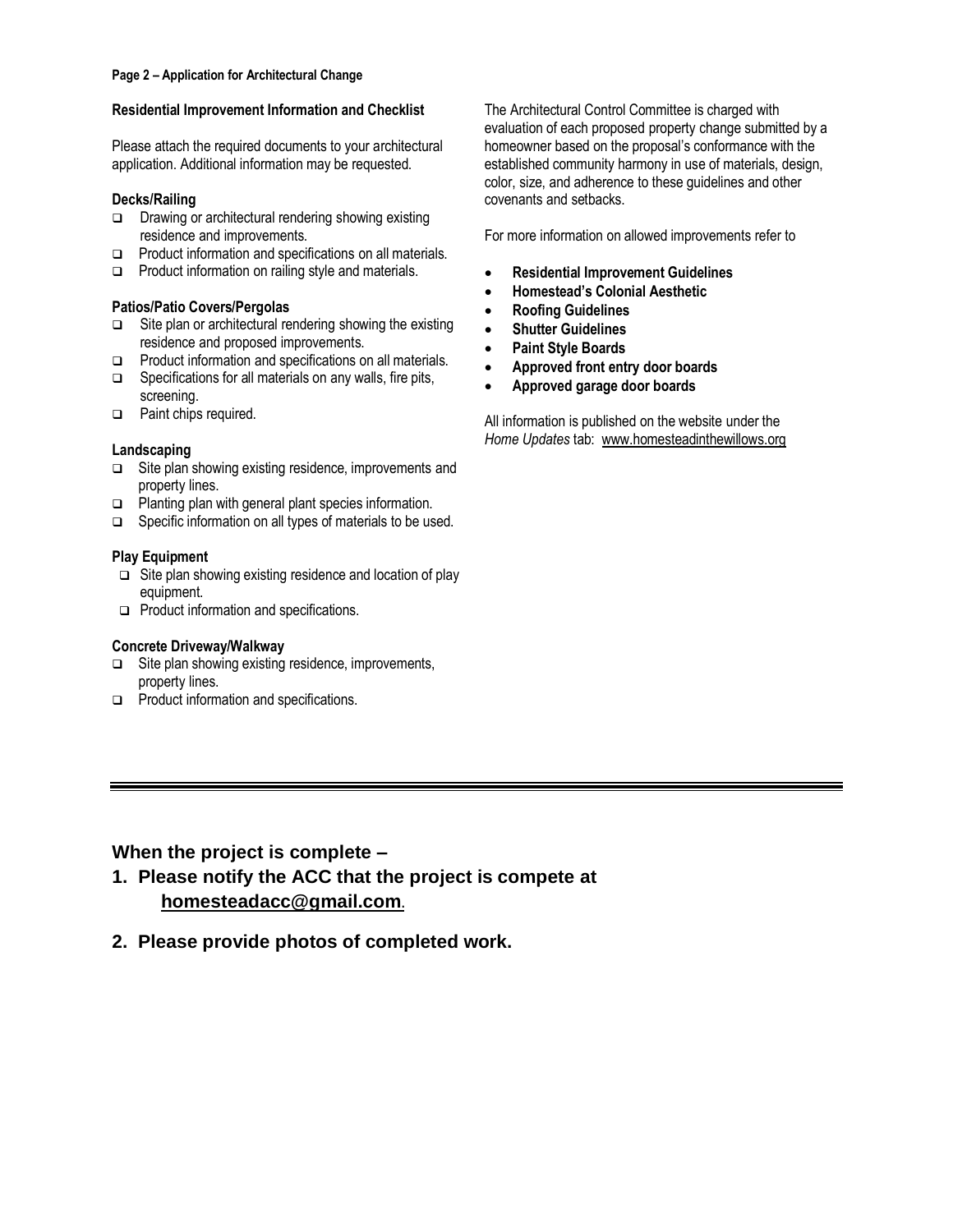**Page 2 – Application for Architectural Change**

**Residential Improvement Information and Checklist**

Please attach the required documents to your architectural application. Additional information may be requested.

**Decks/Railing**

- ❑ Drawing or architectural rendering showing existing residence and improvements.
- ❑ Product information and specifications on all materials.
- ❑ Product information on railing style and materials.

**Patios/Patio Covers/Pergolas**

- ❑ Site plan or architectural rendering showing the existing residence and proposed improvements.
- ❑ Product information and specifications on all materials.
- ❑ Specifications for all materials on any walls, fire pits, screening.
- ❑ Paint chips required.

**Landscaping**

- ❑ Site plan showing existing residence, improvements and property lines.
- ❑ Planting plan with general plant species information.
- ❑ Specific information on all types of materials to be used.

**Play Equipment**

- ❑ Site plan showing existing residence and location of play equipment.
- ❑ Product information and specifications.

**Concrete Driveway/Walkway**

- ❑ Site plan showing existing residence, improvements, property lines.
- ❑ Product information and specifications.

The Architectural Control Committee is charged with evaluation of each proposed property change submitted by a homeowner based on the proposal's conformance with the established community harmony in use of materials, design, color, size, and adherence to these guidelines and other covenants and setbacks.

For more information on allowed improvements refer to

- **Residential Improvement Guidelines**
- **Homestead's Colonial Aesthetic**
- **Roofing Guidelines**
- **Shutter Guidelines**
- **Paint Style Boards**
- **Approved front entry door boards**
- **Approved garage door boards**

All information is published on the website under the *Home Updates* tab: www.homesteadinthewillows.org

---

## When the project is complete –

1. **Please notify the ACC that the project is compete at homesteadacc@gmail.com.**
2. **Please provide photos of completed work.**